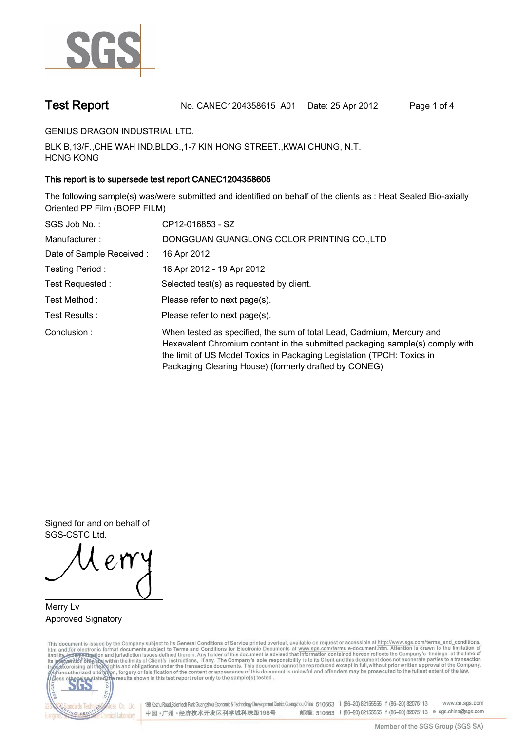# Test Report

No. CANEC1204358615 A01 Date: 25 Apr 2012

GENIUS DRAGON INDUSTRIAL LTD.

BLK B,13/F.,CHE WAH IND.BLDG.,1-7 KIN HONG STREET.,KWAI CHUNG, N.T.
HONG KONG

**This report is to supersede test report CANEC1204358605**

The following sample(s) was/were submitted and identified on behalf of the clients as : Heat Sealed Bio-axially Oriented PP Film (BOPP FILM)

| | |
|---|---|
| SGS Job No. : | CP12-016853 - SZ |
| Manufacturer : | DONGGUAN GUANGLONG COLOR PRINTING CO.,LTD |
| Date of Sample Received : | 16 Apr 2012 |
| Testing Period : | 16 Apr 2012 - 19 Apr 2012 |
| Test Requested : | Selected test(s) as requested by client. |
| Test Method : | Please refer to next page(s). |
| Test Results : | Please refer to next page(s). |
| Conclusion : | When tested as specified, the sum of total Lead, Cadmium, Mercury and Hexavalent Chromium content in the submitted packaging sample(s) comply with the limit of US Model Toxics in Packaging Legislation (TPCH: Toxics in Packaging Clearing House) (formerly drafted by CONEG) |

Signed for and on behalf of
SGS-CSTC Ltd.

Merry Lv
Approved Signatory

This document is issued by the Company subject to its General Conditions of Service printed overleaf, available on request or accessible at http://www.sgs.com/terms_and_conditions.htm and,for electronic format documents,subject to Terms and Conditions for Electronic Documents at www.sgs.com/terms_e-document.htm. Attention is drawn to the limitation of liability, indemnification and jurisdiction issues defined therein. Any holder of this document is advised that information contained hereon reflects the Company's findings at the time of its intervention only and within the limits of Client's instructions, if any. The Company's sole responsibility is to its Client and this document does not exonerate parties to a transaction from exercising all their rights and obligations under the transaction documents. This document cannot be reproduced except in full,without prior written approval of the Company. Any unauthorized alteration, forgery or falsification of the content or appearance of this document is unlawful and offenders may be prosecuted to the fullest extent of the law. Unless otherwise stated the results shown in this test report refer only to the sample(s) tested .

198 Kezhu Road,Scientech Park Guangzhou Economic & Technology Development District,Guangzhou,China 510663 t (86-20) 82155555 f (86-20) 82075113 www.cn.sgs.com
中国 · 广州 · 经济技术开发区科学城科珠路198号 邮编: 510663 t (86-20) 82155555 f (86-20) 82075113 e sgs.china@sgs.com

Member of the SGS Group (SGS SA)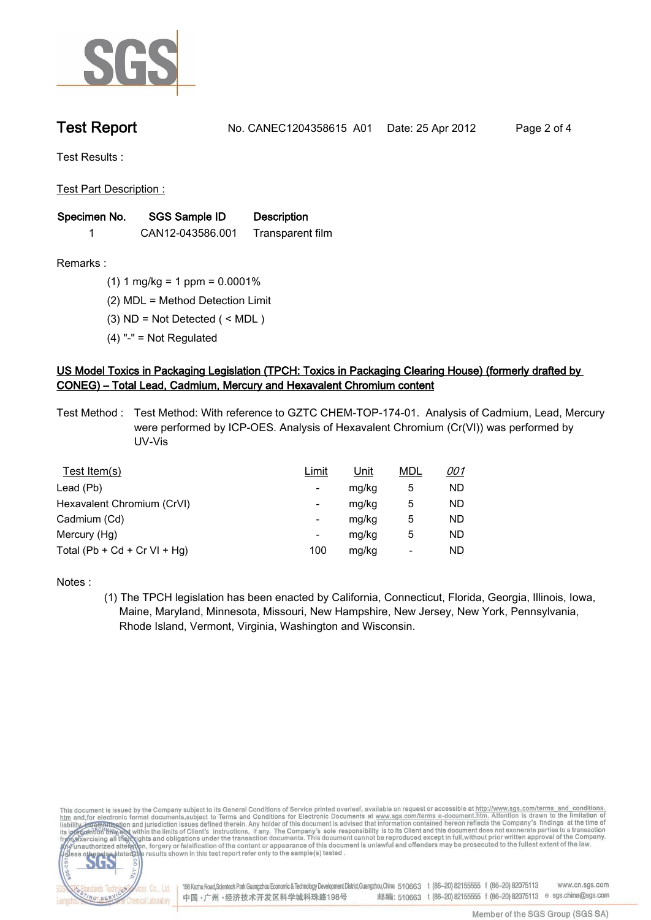**Test Report** No. CANEC1204358615 A01 Date: 25 Apr 2012

Test Results :

Test Part Description :

| Specimen No. | SGS Sample ID | Description |
|---|---|---|
| 1 | CAN12-043586.001 | Transparent film |

Remarks :

(1) 1 mg/kg = 1 ppm = 0.0001%

(2) MDL = Method Detection Limit

(3) ND = Not Detected ( < MDL )

(4) "-" = Not Regulated

**US Model Toxics in Packaging Legislation (TPCH: Toxics in Packaging Clearing House) (formerly drafted by CONEG) – Total Lead, Cadmium, Mercury and Hexavalent Chromium content**

Test Method : Test Method: With reference to GZTC CHEM-TOP-174-01. Analysis of Cadmium, Lead, Mercury were performed by ICP-OES. Analysis of Hexavalent Chromium (Cr(VI)) was performed by UV-Vis

| Test Item(s) | Limit | Unit | MDL | *001* |
|---|---|---|---|---|
| Lead (Pb) | - | mg/kg | 5 | ND |
| Hexavalent Chromium (CrVI) | - | mg/kg | 5 | ND |
| Cadmium (Cd) | - | mg/kg | 5 | ND |
| Mercury (Hg) | - | mg/kg | 5 | ND |
| Total (Pb + Cd + Cr VI + Hg) | 100 | mg/kg | - | ND |

Notes :

(1) The TPCH legislation has been enacted by California, Connecticut, Florida, Georgia, Illinois, Iowa, Maine, Maryland, Minnesota, Missouri, New Hampshire, New Jersey, New York, Pennsylvania, Rhode Island, Vermont, Virginia, Washington and Wisconsin.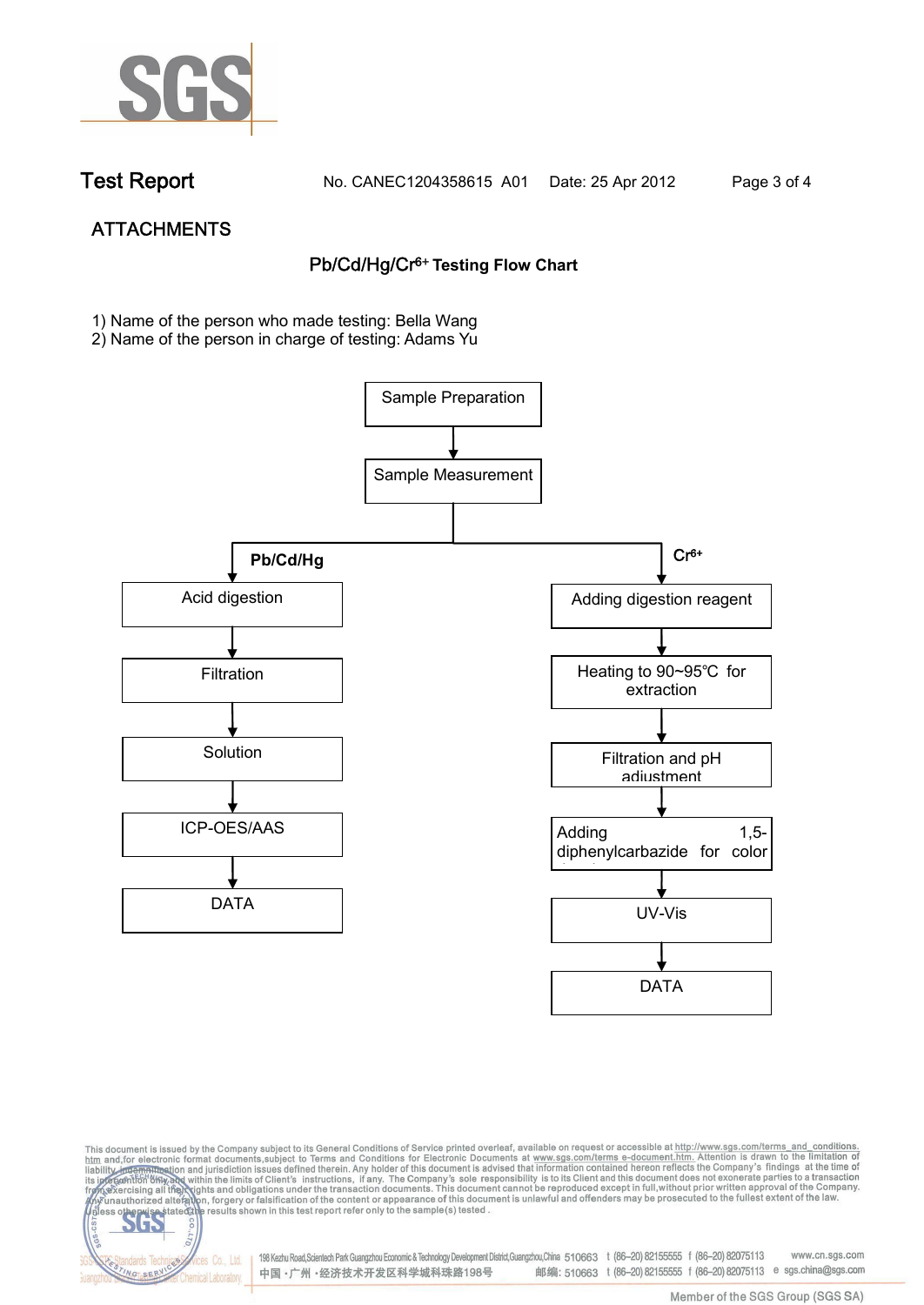Test Report No. CANEC1204358615 A01 Date: 25 Apr 2012

## ATTACHMENTS

### Pb/Cd/Hg/$Cr^{6+}$ Testing Flow Chart

1) Name of the person who made testing: Bella Wang
2) Name of the person in charge of testing: Adams Yu

Sample Preparation → Sample Measurement

**Pb/Cd/Hg:**

- Acid digestion
- Filtration
- Solution
- ICP-OES/AAS
- DATA

**$Cr^{6+}$:**

- Adding digestion reagent
- Heating to 90~95℃ for extraction
- Filtration and pH adjustment
- Adding 1,5-diphenylcarbazide for color
- UV-Vis
- DATA

This document is issued by the Company subject to its General Conditions of Service printed overleaf, available on request or accessible at http://www.sgs.com/terms_and_conditions.htm and,for electronic format documents,subject to Terms and Conditions for Electronic Documents at www.sgs.com/terms_e-document.htm. Attention is drawn to the limitation of liability, indemnification and jurisdiction issues defined therein. Any holder of this document is advised that information contained hereon reflects the Company's findings at the time of its intervention only and within the limits of Client's instructions, if any. The Company's sole responsibility is to its Client and this document does not exonerate parties to a transaction from exercising all their rights and obligations under the transaction documents. This document cannot be reproduced except in full,without prior written approval of the Company. Any unauthorized alteration, forgery or falsification of the content or appearance of this document is unlawful and offenders may be prosecuted to the fullest extent of the law. Unless otherwise stated the results shown in this test report refer only to the sample(s) tested .

198 Kezhu Road,Scientech Park Guangzhou Economic & Technology Development District,Guangzhou,China 510663 t (86–20) 82155555 f (86–20) 82075113 www.cn.sgs.com
中国・广州・经济技术开发区科学城科珠路198号 邮编: 510663 t (86–20) 82155555 f (86–20) 82075113 e sgs.china@sgs.com

Member of the SGS Group (SGS SA)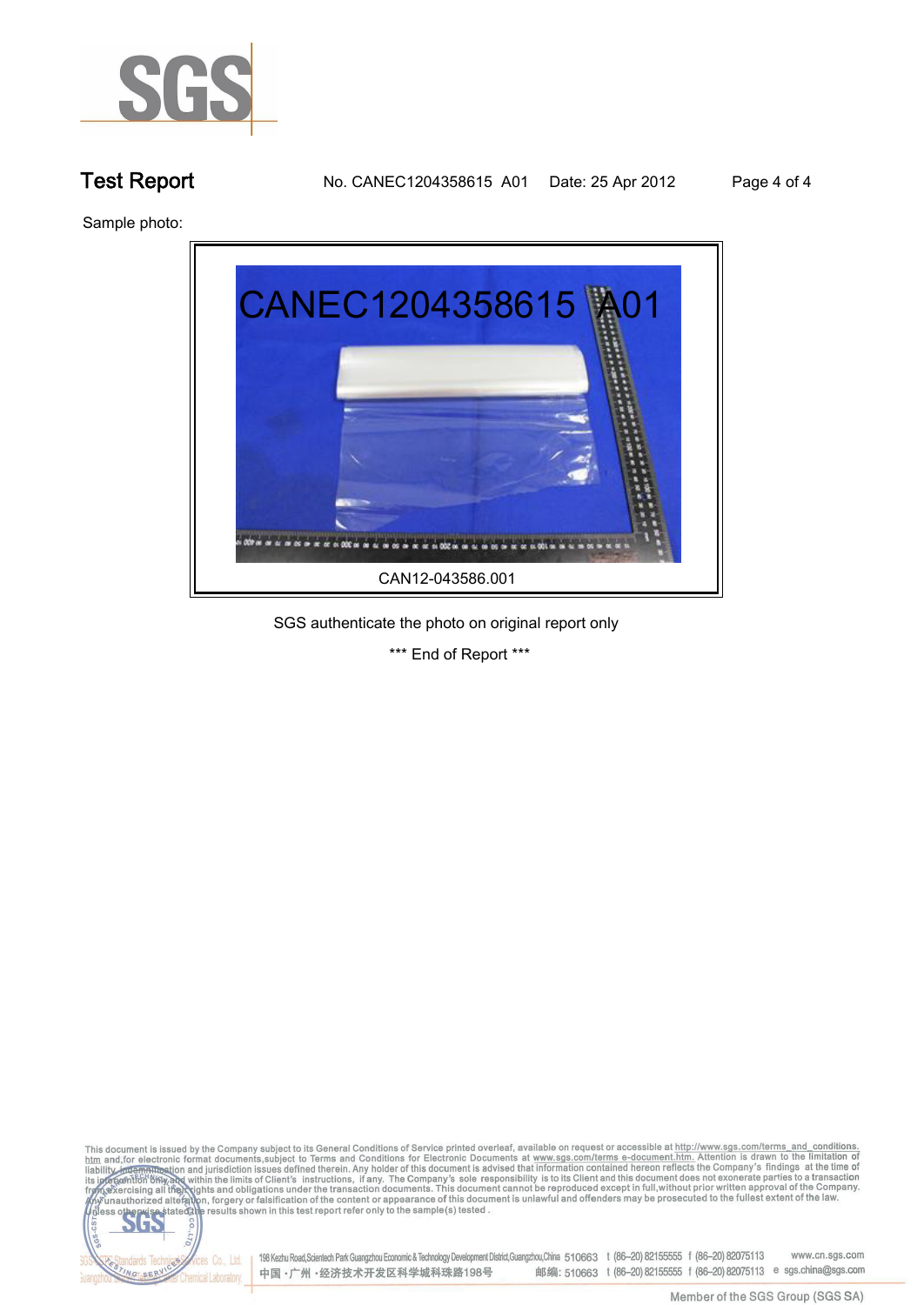# Test Report

No. CANEC1204358615 A01 Date: 25 Apr 2012

Sample photo:

CANEC1204358615 A01

CAN12-043586.001

SGS authenticate the photo on original report only

*** End of Report ***

This document is issued by the Company subject to its General Conditions of Service printed overleaf, available on request or accessible at http://www.sgs.com/terms_and_conditions.htm and,for electronic format documents,subject to Terms and Conditions for Electronic Documents at www.sgs.com/terms_e-document.htm. Attention is drawn to the limitation of liability, indemnification and jurisdiction issues defined therein. Any holder of this document is advised that information contained hereon reflects the Company's findings at the time of its intervention only and within the limits of Client's instructions, if any. The Company's sole responsibility is to its Client and this document does not exonerate parties to a transaction from exercising all their rights and obligations under the transaction documents. This document cannot be reproduced except in full,without prior written approval of the Company. Any unauthorized alteration, forgery or falsification of the content or appearance of this document is unlawful and offenders may be prosecuted to the fullest extent of the law. Unless otherwise stated the results shown in this test report refer only to the sample(s) tested .

198 Kezhu Road,Scientech Park Guangzhou Economic & Technology Development District,Guangzhou,China 510663 t (86–20) 82155555 f (86–20) 82075113 www.cn.sgs.com

中国 ·广州 ·经济技术开发区科学城科珠路198号 邮编: 510663 t (86–20) 82155555 f (86–20) 82075113 e sgs.china@sgs.com

Member of the SGS Group (SGS SA)